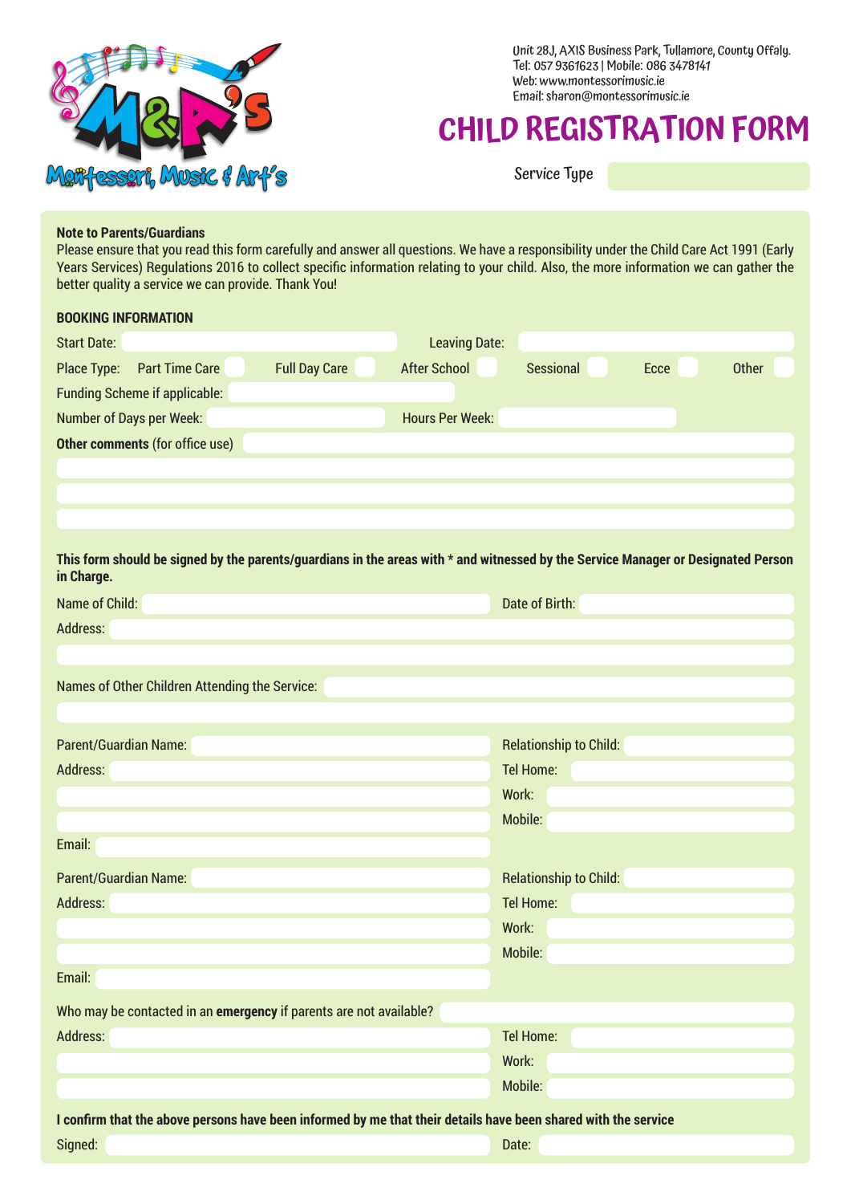M&P's Montessori, Music & Art's

Unit 28J, AXIS Business Park, Tullamore, County Offaly.
Tel: 057 9361623 | Mobile: 086 3478141
Web: www.montessorimusic.ie
Email: sharon@montessorimusic.ie

# CHILD REGISTRATION FORM

Service Type

**Note to Parents/Guardians**
Please ensure that you read this form carefully and answer all questions. We have a responsibility under the Child Care Act 1991 (Early Years Services) Regulations 2016 to collect specific information relating to your child. Also, the more information we can gather the better quality a service we can provide. Thank You!

**BOOKING INFORMATION**

Start Date: Leaving Date:

Place Type: Part Time Care ☐ Full Day Care ☐ After School ☐ Sessional ☐ Ecce ☐ Other ☐

Funding Scheme if applicable:

Number of Days per Week: Hours Per Week:

**Other comments** (for office use)

**This form should be signed by the parents/guardians in the areas with * and witnessed by the Service Manager or Designated Person in Charge.**

Name of Child: Date of Birth:

Address:

Names of Other Children Attending the Service:

Parent/Guardian Name: Relationship to Child:

Address: Tel Home:

Work:

Mobile:

Email:

Parent/Guardian Name: Relationship to Child:

Address: Tel Home:

Work:

Mobile:

Email:

Who may be contacted in an **emergency** if parents are not available?

Address: Tel Home:

Work:

Mobile:

**I confirm that the above persons have been informed by me that their details have been shared with the service**

Signed: Date: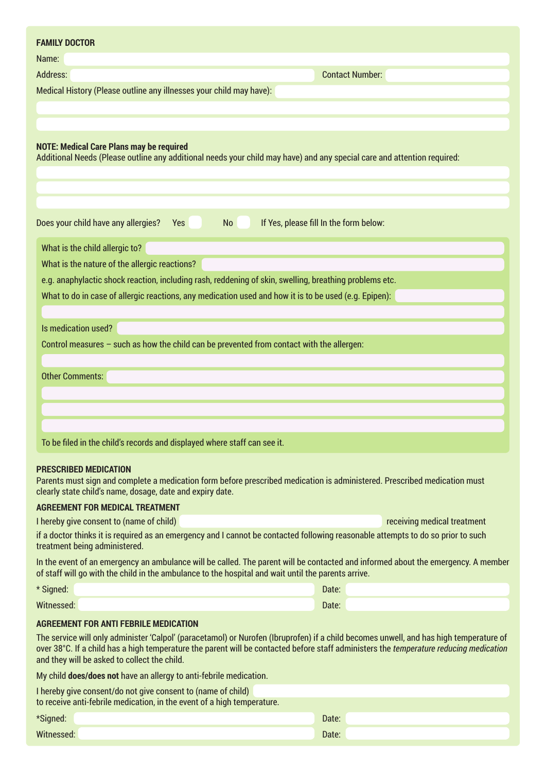## FAMILY DOCTOR

Name:

Address: Contact Number:

Medical History (Please outline any illnesses your child may have):

**NOTE: Medical Care Plans may be required**

Additional Needs (Please outline any additional needs your child may have) and any special care and attention required:

Does your child have any allergies? Yes No If Yes, please fill In the form below:

What is the child allergic to?

What is the nature of the allergic reactions?

e.g. anaphylactic shock reaction, including rash, reddening of skin, swelling, breathing problems etc.

What to do in case of allergic reactions, any medication used and how it is to be used (e.g. Epipen):

Is medication used?

Control measures – such as how the child can be prevented from contact with the allergen:

Other Comments:

To be filed in the child's records and displayed where staff can see it.

## PRESCRIBED MEDICATION

Parents must sign and complete a medication form before prescribed medication is administered. Prescribed medication must clearly state child's name, dosage, date and expiry date.

## AGREEMENT FOR MEDICAL TREATMENT

I hereby give consent to (name of child) receiving medical treatment if a doctor thinks it is required as an emergency and I cannot be contacted following reasonable attempts to do so prior to such treatment being administered.

In the event of an emergency an ambulance will be called. The parent will be contacted and informed about the emergency. A member of staff will go with the child in the ambulance to the hospital and wait until the parents arrive.

\* Signed: Date:

Witnessed: Date:

## AGREEMENT FOR ANTI FEBRILE MEDICATION

The service will only administer 'Calpol' (paracetamol) or Nurofen (Ibruprofen) if a child becomes unwell, and has high temperature of over 38°C. If a child has a high temperature the parent will be contacted before staff administers the *temperature reducing medication* and they will be asked to collect the child.

My child **does/does not** have an allergy to anti-febrile medication.

I hereby give consent/do not give consent to (name of child) to receive anti-febrile medication, in the event of a high temperature.

\*Signed: Date:

Witnessed: Date: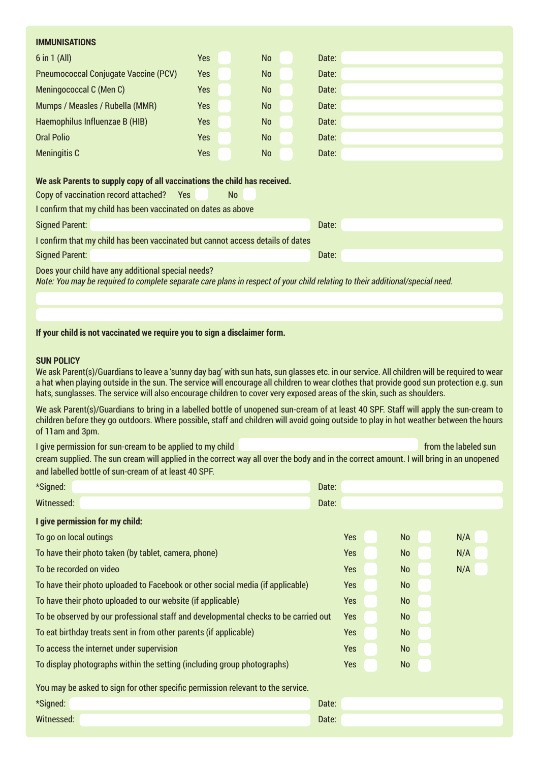**IMMUNISATIONS**

| | | | |
|---|---|---|---|
| 6 in 1 (All) | Yes | No | Date: |
| Pneumococcal Conjugate Vaccine (PCV) | Yes | No | Date: |
| Meningococcal C (Men C) | Yes | No | Date: |
| Mumps / Measles / Rubella (MMR) | Yes | No | Date: |
| Haemophilus Influenzae B (HIB) | Yes | No | Date: |
| Oral Polio | Yes | No | Date: |
| Meningitis C | Yes | No | Date: |

**We ask Parents to supply copy of all vaccinations the child has received.**

Copy of vaccination record attached? Yes No

I confirm that my child has been vaccinated on dates as above

Signed Parent: Date:

I confirm that my child has been vaccinated but cannot access details of dates

Signed Parent: Date:

Does your child have any additional special needs?

*Note: You may be required to complete separate care plans in respect of your child relating to their additional/special need.*

**If your child is not vaccinated we require you to sign a disclaimer form.**

**SUN POLICY**

We ask Parent(s)/Guardians to leave a 'sunny day bag' with sun hats, sun glasses etc. in our service. All children will be required to wear a hat when playing outside in the sun. The service will encourage all children to wear clothes that provide good sun protection e.g. sun hats, sunglasses. The service will also encourage children to cover very exposed areas of the skin, such as shoulders.

We ask Parent(s)/Guardians to bring in a labelled bottle of unopened sun-cream of at least 40 SPF. Staff will apply the sun-cream to children before they go outdoors. Where possible, staff and children will avoid going outside to play in hot weather between the hours of 11am and 3pm.

I give permission for sun-cream to be applied to my child from the labeled sun cream supplied. The sun cream will applied in the correct way all over the body and in the correct amount. I will bring in an unopened and labelled bottle of sun-cream of at least 40 SPF.

*Signed: Date:

Witnessed: Date:

**I give permission for my child:**

| | | | |
|---|---|---|---|
| To go on local outings | Yes | No | N/A |
| To have their photo taken (by tablet, camera, phone) | Yes | No | N/A |
| To be recorded on video | Yes | No | N/A |
| To have their photo uploaded to Facebook or other social media (if applicable) | Yes | No | |
| To have their photo uploaded to our website (if applicable) | Yes | No | |
| To be observed by our professional staff and developmental checks to be carried out | Yes | No | |
| To eat birthday treats sent in from other parents (if applicable) | Yes | No | |
| To access the internet under supervision | Yes | No | |
| To display photographs within the setting (including group photographs) | Yes | No | |

You may be asked to sign for other specific permission relevant to the service.

*Signed: Date:

Witnessed: Date: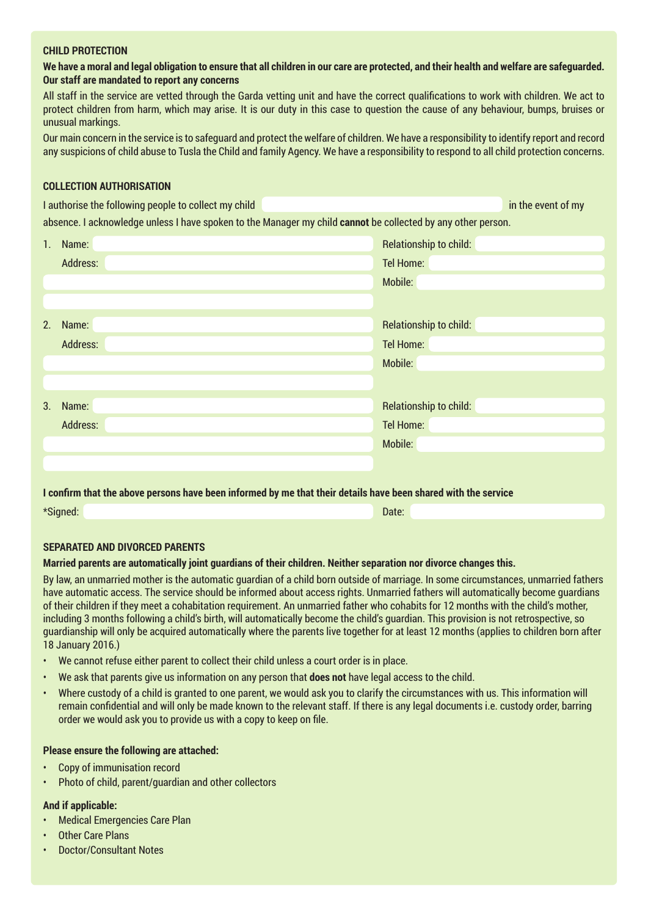### CHILD PROTECTION

**We have a moral and legal obligation to ensure that all children in our care are protected, and their health and welfare are safeguarded. Our staff are mandated to report any concerns**

All staff in the service are vetted through the Garda vetting unit and have the correct qualifications to work with children. We act to protect children from harm, which may arise. It is our duty in this case to question the cause of any behaviour, bumps, bruises or unusual markings.

Our main concern in the service is to safeguard and protect the welfare of children. We have a responsibility to identify report and record any suspicions of child abuse to Tusla the Child and family Agency. We have a responsibility to respond to all child protection concerns.

### COLLECTION AUTHORISATION

I authorise the following people to collect my child ______________________ in the event of my absence. I acknowledge unless I have spoken to the Manager my child **cannot** be collected by any other person.

1. Name: ______________________ Relationship to child: ______________________
   Address: ______________________ Tel Home: ______________________
   ______________________ Mobile: ______________________
   ______________________

2. Name: ______________________ Relationship to child: ______________________
   Address: ______________________ Tel Home: ______________________
   ______________________ Mobile: ______________________
   ______________________

3. Name: ______________________ Relationship to child: ______________________
   Address: ______________________ Tel Home: ______________________
   ______________________ Mobile: ______________________
   ______________________

**I confirm that the above persons have been informed by me that their details have been shared with the service**

*Signed: ______________________ Date: ______________________

### SEPARATED AND DIVORCED PARENTS

**Married parents are automatically joint guardians of their children. Neither separation nor divorce changes this.**

By law, an unmarried mother is the automatic guardian of a child born outside of marriage. In some circumstances, unmarried fathers have automatic access. The service should be informed about access rights. Unmarried fathers will automatically become guardians of their children if they meet a cohabitation requirement. An unmarried father who cohabits for 12 months with the child's mother, including 3 months following a child's birth, will automatically become the child's guardian. This provision is not retrospective, so guardianship will only be acquired automatically where the parents live together for at least 12 months (applies to children born after 18 January 2016.)

- We cannot refuse either parent to collect their child unless a court order is in place.
- We ask that parents give us information on any person that **does not** have legal access to the child.
- Where custody of a child is granted to one parent, we would ask you to clarify the circumstances with us. This information will remain confidential and will only be made known to the relevant staff. If there is any legal documents i.e. custody order, barring order we would ask you to provide us with a copy to keep on file.

**Please ensure the following are attached:**

- Copy of immunisation record
- Photo of child, parent/guardian and other collectors

**And if applicable:**

- Medical Emergencies Care Plan
- Other Care Plans
- Doctor/Consultant Notes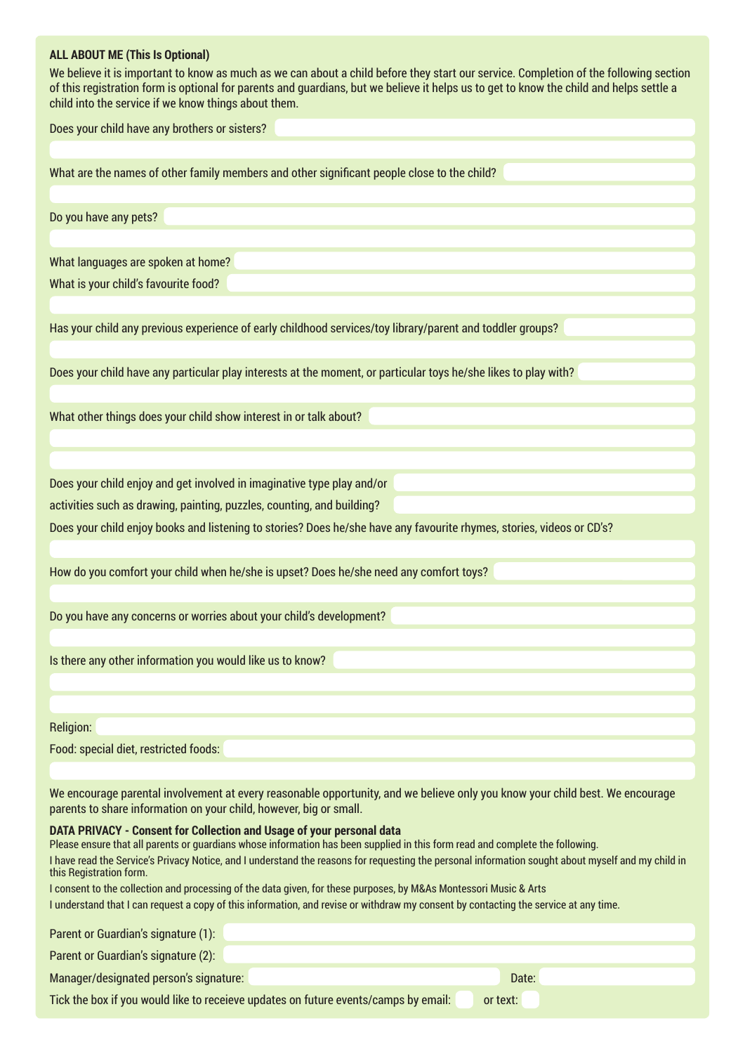**ALL ABOUT ME (This Is Optional)**

We believe it is important to know as much as we can about a child before they start our service. Completion of the following section of this registration form is optional for parents and guardians, but we believe it helps us to get to know the child and helps settle a child into the service if we know things about them.

Does your child have any brothers or sisters?

What are the names of other family members and other significant people close to the child?

Do you have any pets?

What languages are spoken at home?

What is your child's favourite food?

Has your child any previous experience of early childhood services/toy library/parent and toddler groups?

Does your child have any particular play interests at the moment, or particular toys he/she likes to play with?

What other things does your child show interest in or talk about?

Does your child enjoy and get involved in imaginative type play and/or

activities such as drawing, painting, puzzles, counting, and building?

Does your child enjoy books and listening to stories? Does he/she have any favourite rhymes, stories, videos or CD's?

How do you comfort your child when he/she is upset? Does he/she need any comfort toys?

Do you have any concerns or worries about your child's development?

Is there any other information you would like us to know?

Religion:

Food: special diet, restricted foods:

We encourage parental involvement at every reasonable opportunity, and we believe only you know your child best. We encourage parents to share information on your child, however, big or small.

**DATA PRIVACY - Consent for Collection and Usage of your personal data**

Please ensure that all parents or guardians whose information has been supplied in this form read and complete the following.

I have read the Service's Privacy Notice, and I understand the reasons for requesting the personal information sought about myself and my child in this Registration form.

I consent to the collection and processing of the data given, for these purposes, by M&As Montessori Music & Arts

I understand that I can request a copy of this information, and revise or withdraw my consent by contacting the service at any time.

Parent or Guardian's signature (1):

Parent or Guardian's signature (2):

Manager/designated person's signature: Date:

Tick the box if you would like to receieve updates on future events/camps by email: or text: